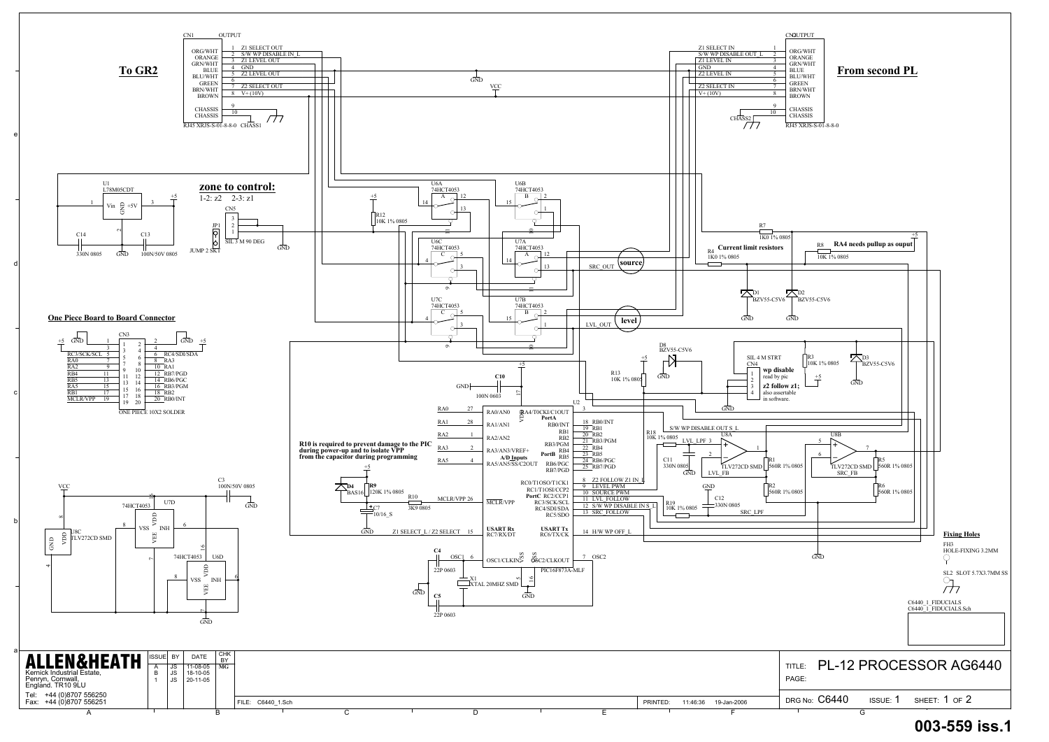# PL-12 PROCESSOR AG6440

**To GR2**

CN1 OUTPUT (RJ45 XRJS-S-01-8-8-0)

| Pin | Wire | Signal |
|---|---|---|
| 1 | ORG/WHT | Z1 SELECT OUT |
| 2 | ORANGE | S/W WP DISABLE IN_L |
| 3 | GRN/WHT | Z1 LEVEL OUT |
| 4 | BLUE | GND |
| 5 | BLU/WHT | Z2 LEVEL OUT |
| 6 | GREEN | |
| 7 | BRN/WHT | Z2 SELECT OUT |
| 8 | BROWN | V+ (10V) |
| 9 | CHASSIS | |
| 10 | CHASSIS | CHASS1 |

**From second PL**

CN2 OUTPUT (RJ45 XRJS-S-01-8-8-0)

| Pin | Wire | Signal |
|---|---|---|
| 1 | ORG/WHT | Z1 SELECT IN |
| 2 | ORANGE | S/W WP DISABLE OUT_L |
| 3 | GRN/WHT | Z1 LEVEL IN |
| 4 | BLUE | GND |
| 5 | BLU/WHT | Z2 LEVEL IN |
| 6 | GREEN | |
| 7 | BRN/WHT | Z2 SELECT IN |
| 8 | BROWN | V+ (10V) |
| 9 | CHASSIS | |
| 10 | CHASSIS | CHASS2 |

**zone to control:**
1-2: z2 2-3: z1

CN5 SIL 3 M 90 DEG; JP1 JUMP 2 SKT

U1 L78M05CDT (Vin, GND, +5V); C14 330N 0805; C13 100N/50V 0805

U6A, U6B, U6C, U7A, U7B, U7C 74HCT4053; R12 10K 1% 0805

**source** SRC_OUT; **level** LVL_OUT

R7 1K0 1% 0805; R4 1K0 1% 0805; R8 10K 1% 0805

**Current limit resistors**

**RA4 needs pullup as ouput**

D1, D2 BZV55-C5V6

### One Piece Board to Board Connector

CN3 ONE PIECE 10X2 SOLDER

| Signal | Pin | Pin | Signal |
|---|---|---|---|
| +5 | 1 | 2 | GND |
| GND | 3 | 4 | +5 |
| RC3/SCK/SCL | 5 | 6 | RC4/SDI/SDA |
| RA0 | 7 | 8 | RA3 |
| RA2 | 9 | 10 | RA1 |
| RB4 | 11 | 12 | RB7/PGD |
| RB5 | 13 | 14 | RB6/PGC |
| RA5 | 15 | 16 | RB3/PGM |
| RB1 | 17 | 18 | RB2 |
| MCLR/VPP | 19 | 20 | RB0/INT |

C10 100N 0603

U2 PIC16F873A-MLF

- RA0/AN0 (27), RA1/AN1 (28), RA2/AN2 (1), RA3/AN3/VREF+ (2), RA5/AN5/SS/C2OUT (4), RA4/T0CKI/C1OUT (3)
- PortB: RB0/INT (18), RB1 (19), RB2 (20), RB3/PGM (21), RB4 (22), RB5 (23), RB6/PGC (24), RB7/PGD (25)
- PortC: RC0/T1OSO/T1CKI (8) Z2 FOLLOW Z1 IN_L; RC1/T1OSI/CCP2 (9) LEVEL PWM; RC2/CCP1 (10) SOURCE PWM; RC3/SCK/SCL (11) LVL_FOLLOW; RC4/SDI/SDA (12) S/W WP DISABLE IN S_L; RC5/SDO (13) SRC_FOLLOW
- USART Rx RC7/RX/DT (15) Z1 SELECT_L / Z2 SELECT; USART Tx RC6/TX/CK (14) H/W WP OFF_L
- MCLR/VPP (26); OSC1/CLKIN (6); OSC2/CLKOUT (7)

**R10 is required to prevent damage to the PIC during power-up and to isolate VPP from the capacitor during programming**

D4 BAS16; R9 120K 1% 0805; R10 3K9 0805; C7 10/16_S

C4 22P 0603; C5 22P 0603; X1 XTAL 20MHZ SMD

D8 BZV55-C5V6; R13 10K 1% 0805

CN4 SIL 4 M STRT: 1–2 **wp disable** read by pic; 3–4 **z2 follow z1;** also assertable in software.

R3 10K 1% 0805; D3 BZV55-C5V6

S/W WP DISABLE OUT S_L

R18 10K 1% 0805; LVL_LPF; C11 330N 0805; U8A TLV272CD SMD; LVL_FB; R1 560R 1% 0805; R2 560R 1% 0805

R19 10K 1% 0805; C12 330N 0805; SRC_LPF; U8B TLV272CD SMD; SRC_FB; R5 560R 1% 0805; R6 560R 1% 0805

U8C TLV272CD SMD; U7D 74HCT4053; U6D 74HCT4053; C3 100N/50V 0805

**Fixing Holes**

FH3 HOLE-FIXING 3.2MM

SL2 SLOT 5.7X3.7MM SS

C6440_1_FIDUCIALS
C6440_1_FIDUCIALS.Sch

**ALLEN&HEATH**
Kernick Industrial Estate,
Penryn, Cornwall,
England. TR10 9LU
Tel: +44 (0)8707 556250
Fax: +44 (0)8707 556251

| ISSUE | BY | DATE | CHK BY |
|---|---|---|---|
| A | JS | 11-08-05 | MG |
| B | JS | 18-10-05 | |
| 1 | JS | 20-11-05 | |

FILE: C6440_1.Sch PRINTED: 11:46:36 19-Jan-2006

TITLE: PL-12 PROCESSOR AG6440

DRG No: C6440 ISSUE: 1 SHEET: 1 OF 2

**003-559 iss.1**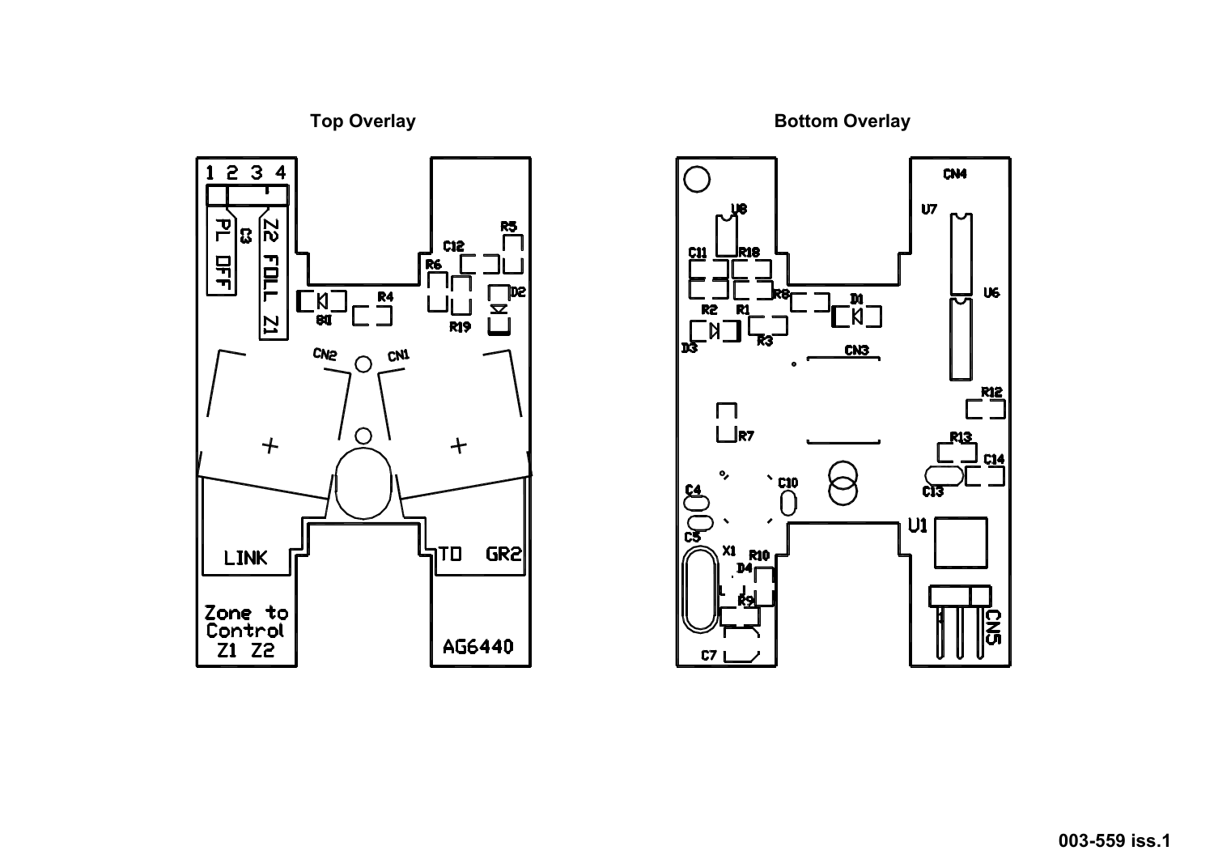**Top Overlay**

1 2 3 4

PL OFF

C3

Z2 FOLL Z1

C12

R5

R6

D2

D5

R4

R19

CN2

CN1

+

+

LINK

TD GR2

Zone to
Control
Z1 Z2

AG6440

**Bottom Overlay**

CN4

U8

U7

C11

R18

U6

R8

D1

R2

R1

D3

R3

CN3

R12

R7

R13

C14

C4

C10

C13

C5

U1

X1

R10

D4

R9

CN5

C7

003-559 iss.1